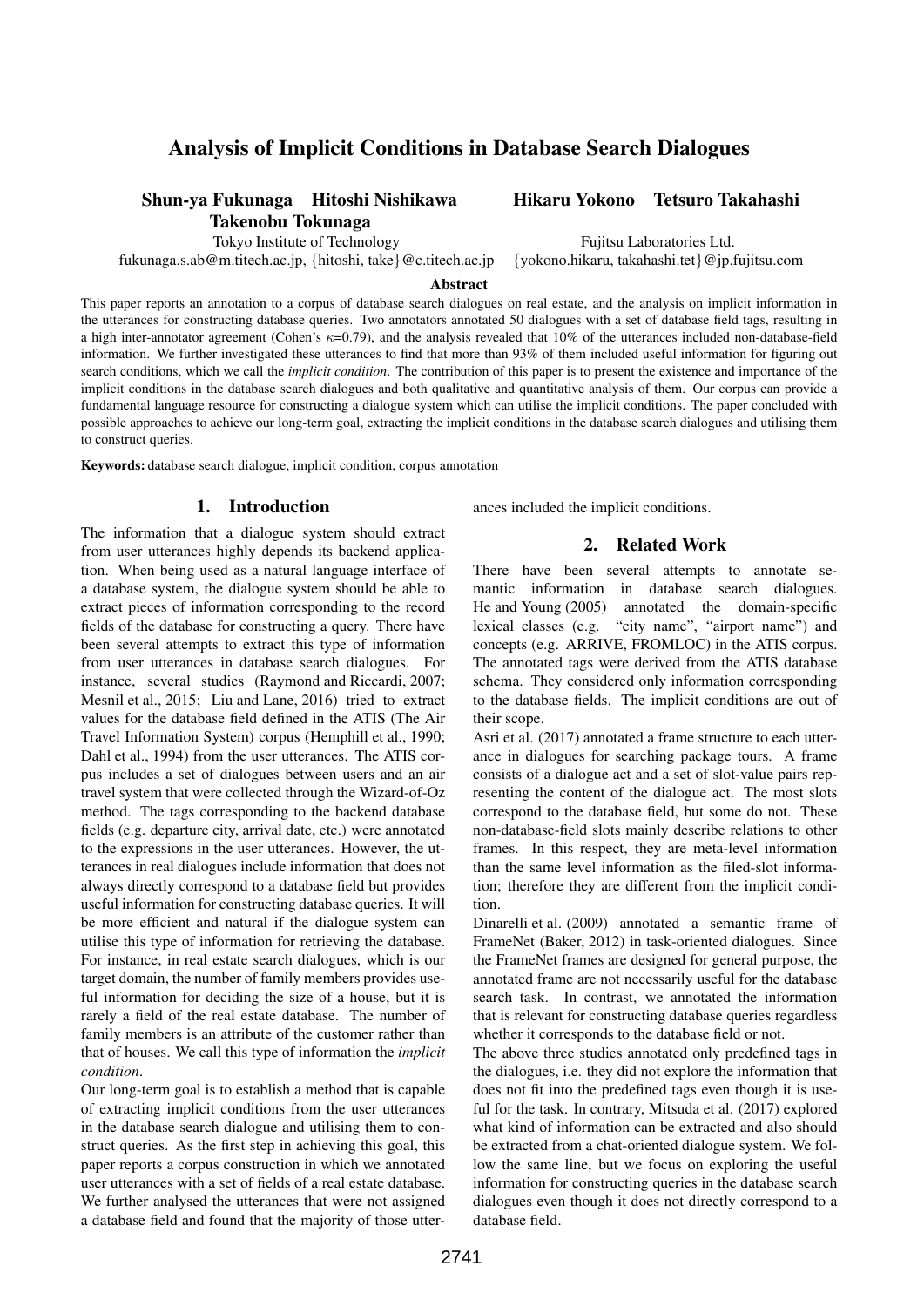# Analysis of Implicit Conditions in Database Search Dialogues

**Shun-ya Fukunaga Hitoshi Nishikawa Takenobu Tokunaga**
Tokyo Institute of Technology
fukunaga.s.ab@m.titech.ac.jp, {hitoshi, take}@c.titech.ac.jp

**Hikaru Yokono Tetsuro Takahashi**
Fujitsu Laboratories Ltd.
{yokono.hikaru, takahashi.tet}@jp.fujitsu.com

**Abstract**

This paper reports an annotation to a corpus of database search dialogues on real estate, and the analysis on implicit information in the utterances for constructing database queries. Two annotators annotated 50 dialogues with a set of database field tags, resulting in a high inter-annotator agreement (Cohen's $\kappa$=0.79), and the analysis revealed that 10% of the utterances included non-database-field information. We further investigated these utterances to find that more than 93% of them included useful information for figuring out search conditions, which we call the *implicit condition*. The contribution of this paper is to present the existence and importance of the implicit conditions in the database search dialogues and both qualitative and quantitative analysis of them. Our corpus can provide a fundamental language resource for constructing a dialogue system which can utilise the implicit conditions. The paper concluded with possible approaches to achieve our long-term goal, extracting the implicit conditions in the database search dialogues and utilising them to construct queries.

**Keywords:** database search dialogue, implicit condition, corpus annotation

## 1. Introduction

The information that a dialogue system should extract from user utterances highly depends its backend application. When being used as a natural language interface of a database system, the dialogue system should be able to extract pieces of information corresponding to the record fields of the database for constructing a query. There have been several attempts to extract this type of information from user utterances in database search dialogues. For instance, several studies (Raymond and Riccardi, 2007; Mesnil et al., 2015; Liu and Lane, 2016) tried to extract values for the database field defined in the ATIS (The Air Travel Information System) corpus (Hemphill et al., 1990; Dahl et al., 1994) from the user utterances. The ATIS corpus includes a set of dialogues between users and an air travel system that were collected through the Wizard-of-Oz method. The tags corresponding to the backend database fields (e.g. departure city, arrival date, etc.) were annotated to the expressions in the user utterances. However, the utterances in real dialogues include information that does not always directly correspond to a database field but provides useful information for constructing database queries. It will be more efficient and natural if the dialogue system can utilise this type of information for retrieving the database. For instance, in real estate search dialogues, which is our target domain, the number of family members provides useful information for deciding the size of a house, but it is rarely a field of the real estate database. The number of family members is an attribute of the customer rather than that of houses. We call this type of information the *implicit condition*.

Our long-term goal is to establish a method that is capable of extracting implicit conditions from the user utterances in the database search dialogue and utilising them to construct queries. As the first step in achieving this goal, this paper reports a corpus construction in which we annotated user utterances with a set of fields of a real estate database. We further analysed the utterances that were not assigned a database field and found that the majority of those utterances included the implicit conditions.

## 2. Related Work

There have been several attempts to annotate semantic information in database search dialogues. He and Young (2005) annotated the domain-specific lexical classes (e.g. "city name", "airport name") and concepts (e.g. ARRIVE, FROMLOC) in the ATIS corpus. The annotated tags were derived from the ATIS database schema. They considered only information corresponding to the database fields. The implicit conditions are out of their scope.

Asri et al. (2017) annotated a frame structure to each utterance in dialogues for searching package tours. A frame consists of a dialogue act and a set of slot-value pairs representing the content of the dialogue act. The most slots correspond to the database field, but some do not. These non-database-field slots mainly describe relations to other frames. In this respect, they are meta-level information than the same level information as the filed-slot information; therefore they are different from the implicit condition.

Dinarelli et al. (2009) annotated a semantic frame of FrameNet (Baker, 2012) in task-oriented dialogues. Since the FrameNet frames are designed for general purpose, the annotated frame are not necessarily useful for the database search task. In contrast, we annotated the information that is relevant for constructing database queries regardless whether it corresponds to the database field or not.

The above three studies annotated only predefined tags in the dialogues, i.e. they did not explore the information that does not fit into the predefined tags even though it is useful for the task. In contrary, Mitsuda et al. (2017) explored what kind of information can be extracted and also should be extracted from a chat-oriented dialogue system. We follow the same line, but we focus on exploring the useful information for constructing queries in the database search dialogues even though it does not directly correspond to a database field.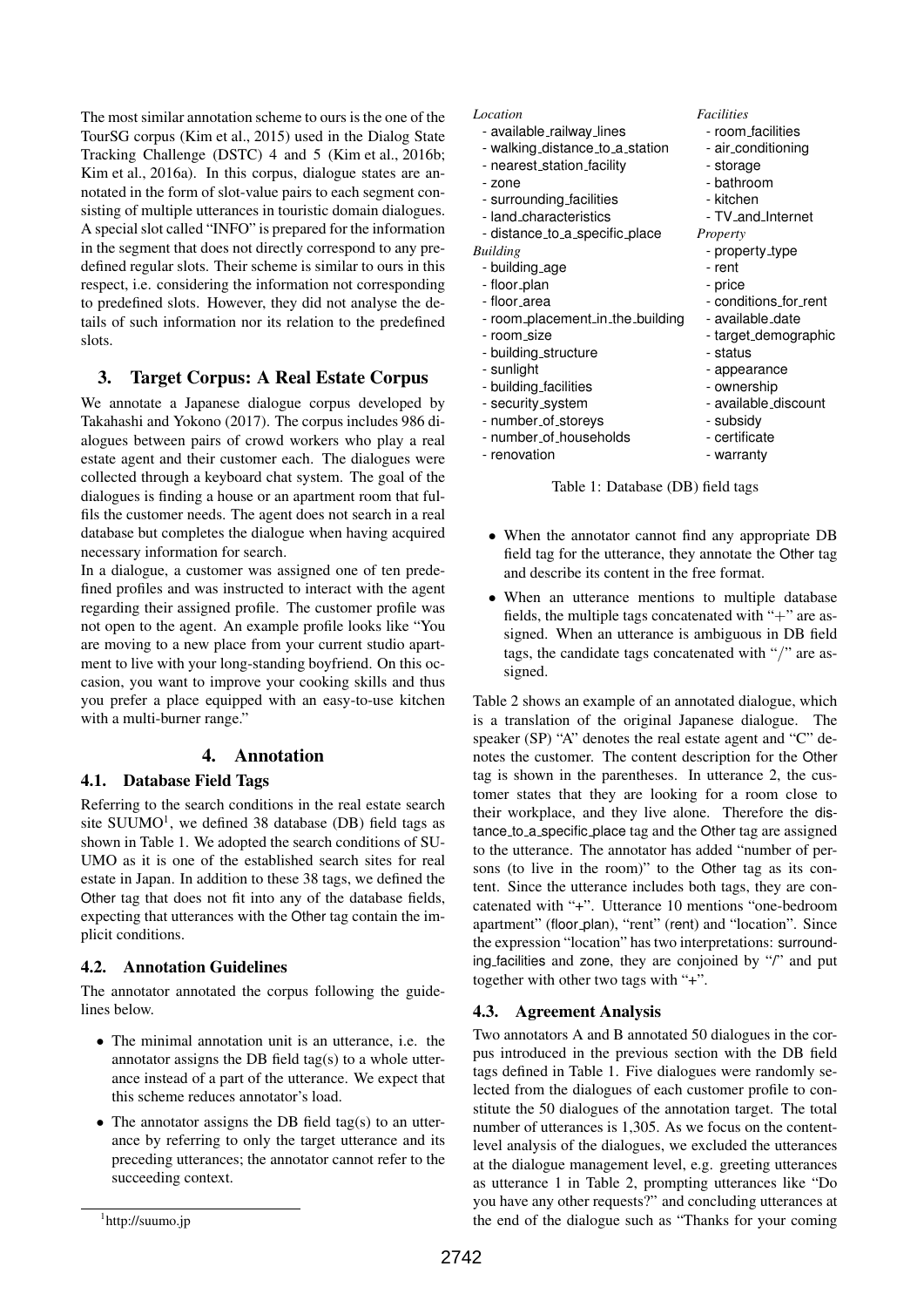The most similar annotation scheme to ours is the one of the TourSG corpus (Kim et al., 2015) used in the Dialog State Tracking Challenge (DSTC) 4 and 5 (Kim et al., 2016b; Kim et al., 2016a). In this corpus, dialogue states are annotated in the form of slot-value pairs to each segment consisting of multiple utterances in touristic domain dialogues. A special slot called "INFO" is prepared for the information in the segment that does not directly correspond to any predefined regular slots. Their scheme is similar to ours in this respect, i.e. considering the information not corresponding to predefined slots. However, they did not analyse the details of such information nor its relation to the predefined slots.

## 3. Target Corpus: A Real Estate Corpus

We annotate a Japanese dialogue corpus developed by Takahashi and Yokono (2017). The corpus includes 986 dialogues between pairs of crowd workers who play a real estate agent and their customer each. The dialogues were collected through a keyboard chat system. The goal of the dialogues is finding a house or an apartment room that fulfils the customer needs. The agent does not search in a real database but completes the dialogue when having acquired necessary information for search.

In a dialogue, a customer was assigned one of ten predefined profiles and was instructed to interact with the agent regarding their assigned profile. The customer profile was not open to the agent. An example profile looks like "You are moving to a new place from your current studio apartment to live with your long-standing boyfriend. On this occasion, you want to improve your cooking skills and thus you prefer a place equipped with an easy-to-use kitchen with a multi-burner range."

## 4. Annotation

### 4.1. Database Field Tags

Referring to the search conditions in the real estate search site SUUMO[1], we defined 38 database (DB) field tags as shown in Table 1. We adopted the search conditions of SUUMO as it is one of the established search sites for real estate in Japan. In addition to these 38 tags, we defined the Other tag that does not fit into any of the database fields, expecting that utterances with the Other tag contain the implicit conditions.

*Location*
- available_railway_lines
- walking_distance_to_a_station
- nearest_station_facility
- zone
- surrounding_facilities
- land_characteristics
- distance_to_a_specific_place

*Building*
- building_age
- floor_plan
- floor_area
- room_placement_in_the_building
- room_size
- building_structure
- sunlight
- building_facilities
- security_system
- number_of_storeys
- number_of_households
- renovation

*Facilities*
- room_facilities
- air_conditioning
- storage
- bathroom
- kitchen
- TV_and_Internet

*Property*
- property_type
- rent
- price
- conditions_for_rent
- available_date
- target_demographic
- status
- appearance
- ownership
- available_discount
- subsidy
- certificate
- warranty

Table 1: Database (DB) field tags

### 4.2. Annotation Guidelines

The annotator annotated the corpus following the guidelines below.

- The minimal annotation unit is an utterance, i.e. the annotator assigns the DB field tag(s) to a whole utterance instead of a part of the utterance. We expect that this scheme reduces annotator's load.
- The annotator assigns the DB field tag(s) to an utterance by referring to only the target utterance and its preceding utterances; the annotator cannot refer to the succeeding context.
- When the annotator cannot find any appropriate DB field tag for the utterance, they annotate the Other tag and describe its content in the free format.
- When an utterance mentions to multiple database fields, the multiple tags concatenated with "+" are assigned. When an utterance is ambiguous in DB field tags, the candidate tags concatenated with "/" are assigned.

Table 2 shows an example of an annotated dialogue, which is a translation of the original Japanese dialogue. The speaker (SP) "A" denotes the real estate agent and "C" denotes the customer. The content description for the Other tag is shown in the parentheses. In utterance 2, the customer states that they are looking for a room close to their workplace, and they live alone. Therefore the distance_to_a_specific_place tag and the Other tag are assigned to the utterance. The annotator has added "number of persons (to live in the room)" to the Other tag as its content. Since the utterance includes both tags, they are concatenated with "+". Utterance 10 mentions "one-bedroom apartment" (floor_plan), "rent" (rent) and "location". Since the expression "location" has two interpretations: surrounding_facilities and zone, they are conjoined by "/" and put together with other two tags with "+".

### 4.3. Agreement Analysis

Two annotators A and B annotated 50 dialogues in the corpus introduced in the previous section with the DB field tags defined in Table 1. Five dialogues were randomly selected from the dialogues of each customer profile to constitute the 50 dialogues of the annotation target. The total number of utterances is 1,305. As we focus on the content-level analysis of the dialogues, we excluded the utterances at the dialogue management level, e.g. greeting utterances as utterance 1 in Table 2, prompting utterances like "Do you have any other requests?" and concluding utterances at the end of the dialogue such as "Thanks for your coming

[1] http://suumo.jp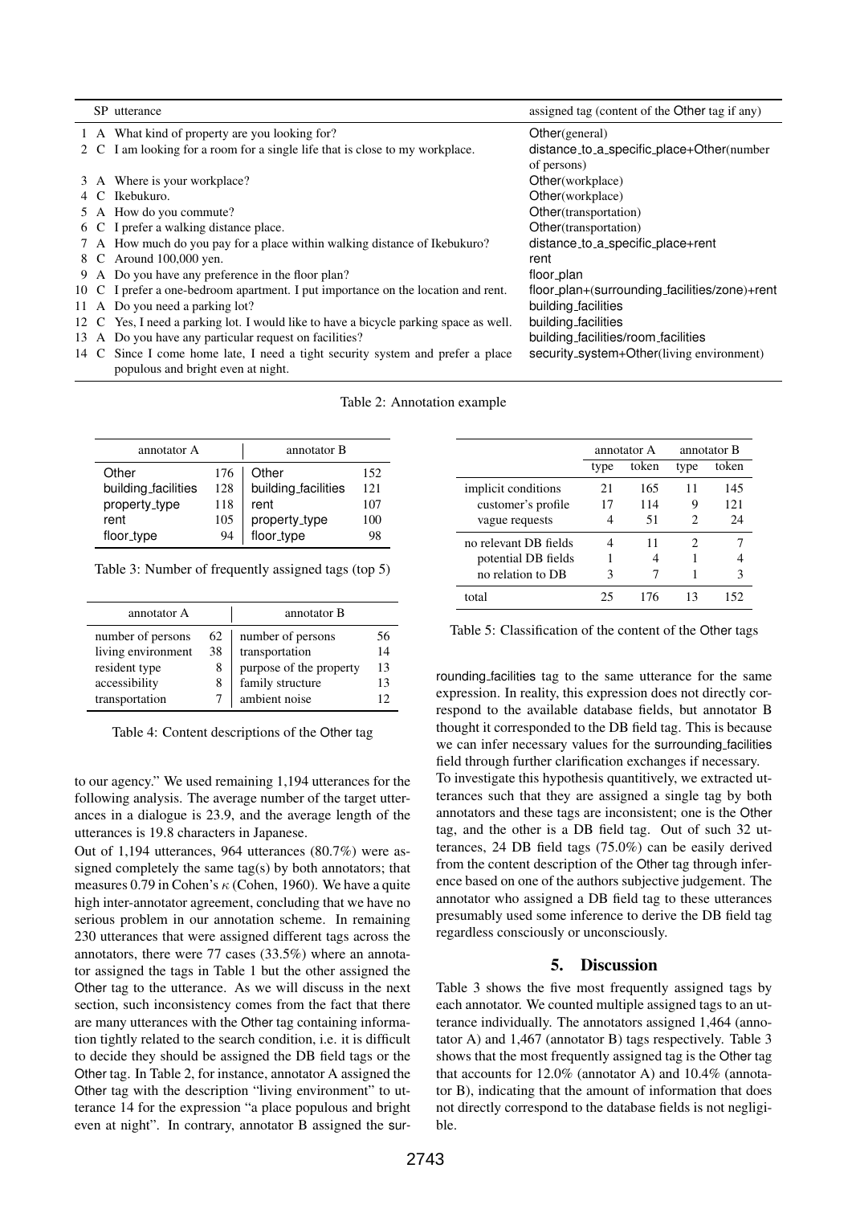| | SP | utterance | assigned tag (content of the Other tag if any) |
|---|---|---|---|
| 1 | A | What kind of property are you looking for? | Other(general) |
| 2 | C | I am looking for a room for a single life that is close to my workplace. | distance_to_a_specific_place+Other(number of persons) |
| 3 | A | Where is your workplace? | Other(workplace) |
| 4 | C | Ikebukuro. | Other(workplace) |
| 5 | A | How do you commute? | Other(transportation) |
| 6 | C | I prefer a walking distance place. | Other(transportation) |
| 7 | A | How much do you pay for a place within walking distance of Ikebukuro? | distance_to_a_specific_place+rent |
| 8 | C | Around 100,000 yen. | rent |
| 9 | A | Do you have any preference in the floor plan? | floor_plan |
| 10 | C | I prefer a one-bedroom apartment. I put importance on the location and rent. | floor_plan+(surrounding_facilities/zone)+rent |
| 11 | A | Do you need a parking lot? | building_facilities |
| 12 | C | Yes, I need a parking lot. I would like to have a bicycle parking space as well. | building_facilities |
| 13 | A | Do you have any particular request on facilities? | building_facilities/room_facilities |
| 14 | C | Since I come home late, I need a tight security system and prefer a place populous and bright even at night. | security_system+Other(living environment) |

Table 2: Annotation example

| annotator A | | annotator B | |
|---|---|---|---|
| Other | 176 | Other | 152 |
| building_facilities | 128 | building_facilities | 121 |
| property_type | 118 | rent | 107 |
| rent | 105 | property_type | 100 |
| floor_type | 94 | floor_type | 98 |

Table 3: Number of frequently assigned tags (top 5)

| annotator A | | annotator B | |
|---|---|---|---|
| number of persons | 62 | number of persons | 56 |
| living environment | 38 | transportation | 14 |
| resident type | 8 | purpose of the property | 13 |
| accessibility | 8 | family structure | 13 |
| transportation | 7 | ambient noise | 12 |

Table 4: Content descriptions of the Other tag

to our agency." We used remaining 1,194 utterances for the following analysis. The average number of the target utterances in a dialogue is 23.9, and the average length of the utterances is 19.8 characters in Japanese.

Out of 1,194 utterances, 964 utterances (80.7%) were assigned completely the same tag(s) by both annotators; that measures 0.79 in Cohen's $\kappa$ (Cohen, 1960). We have a quite high inter-annotator agreement, concluding that we have no serious problem in our annotation scheme. In remaining 230 utterances that were assigned different tags across the annotators, there were 77 cases (33.5%) where an annotator assigned the tags in Table 1 but the other assigned the Other tag to the utterance. As we will discuss in the next section, such inconsistency comes from the fact that there are many utterances with the Other tag containing information tightly related to the search condition, i.e. it is difficult to decide they should be assigned the DB field tags or the Other tag. In Table 2, for instance, annotator A assigned the Other tag with the description "living environment" to utterance 14 for the expression "a place populous and bright even at night". In contrary, annotator B assigned the surrounding_facilities tag to the same utterance for the same expression. In reality, this expression does not directly correspond to the available database fields, but annotator B thought it corresponded to the DB field tag. This is because we can infer necessary values for the surrounding_facilities field through further clarification exchanges if necessary.

| | annotator A | | annotator B | |
|---|---|---|---|---|
| | type | token | type | token |
| implicit conditions | 21 | 165 | 11 | 145 |
| customer's profile | 17 | 114 | 9 | 121 |
| vague requests | 4 | 51 | 2 | 24 |
| no relevant DB fields | 4 | 11 | 2 | 7 |
| potential DB fields | 1 | 4 | 1 | 4 |
| no relation to DB | 3 | 7 | 1 | 3 |
| total | 25 | 176 | 13 | 152 |

Table 5: Classification of the content of the Other tags

To investigate this hypothesis quantitively, we extracted utterances such that they are assigned a single tag by both annotators and these tags are inconsistent; one is the Other tag, and the other is a DB field tag. Out of such 32 utterances, 24 DB field tags (75.0%) can be easily derived from the content description of the Other tag through inference based on one of the authors subjective judgement. The annotator who assigned a DB field tag to these utterances presumably used some inference to derive the DB field tag regardless consciously or unconsciously.

## 5. Discussion

Table 3 shows the five most frequently assigned tags by each annotator. We counted multiple assigned tags to an utterance individually. The annotators assigned 1,464 (annotator A) and 1,467 (annotator B) tags respectively. Table 3 shows that the most frequently assigned tag is the Other tag that accounts for 12.0% (annotator A) and 10.4% (annotator B), indicating that the amount of information that does not directly correspond to the database fields is not negligible.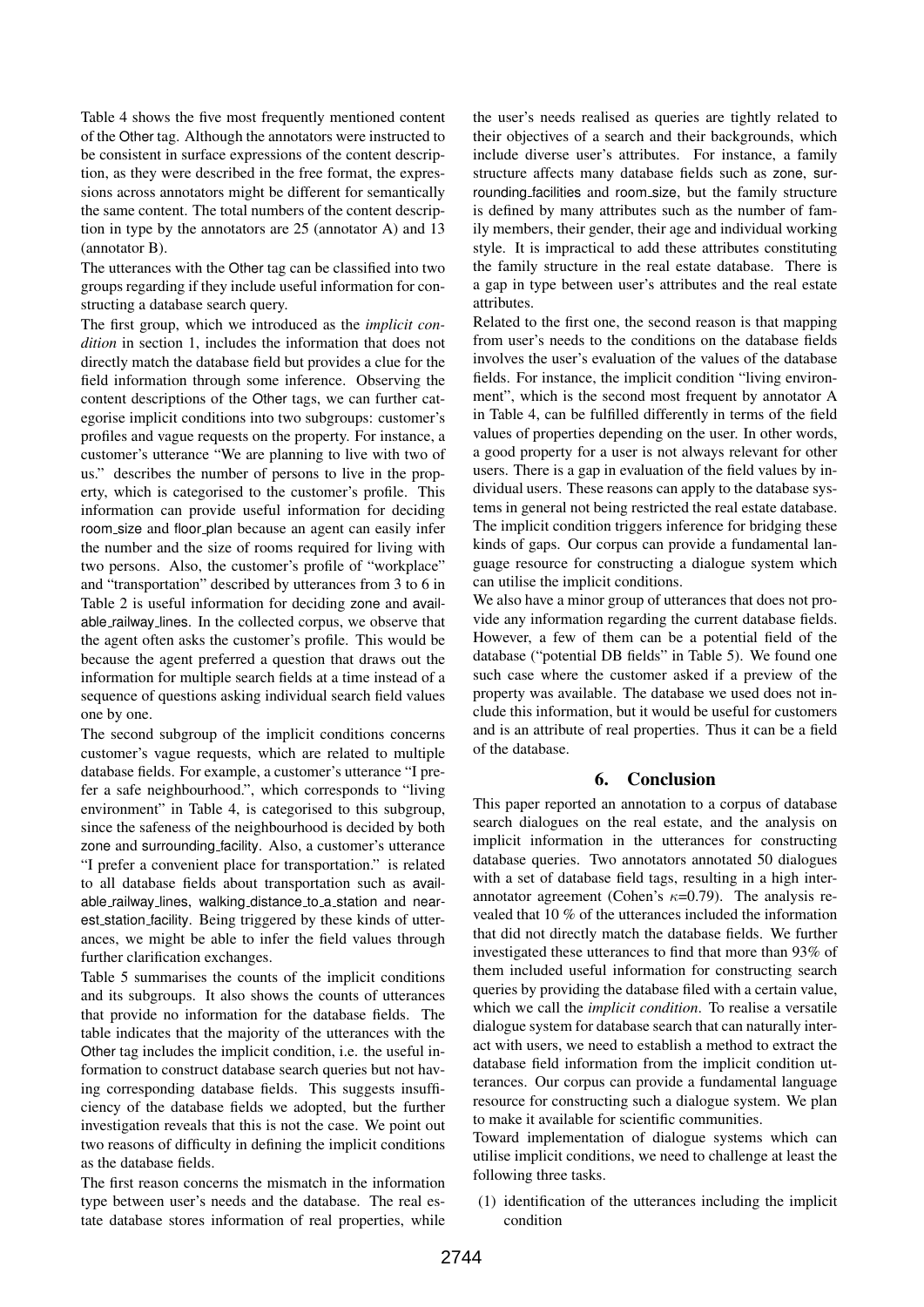Table 4 shows the five most frequently mentioned content of the Other tag. Although the annotators were instructed to be consistent in surface expressions of the content description, as they were described in the free format, the expressions across annotators might be different for semantically the same content. The total numbers of the content description in type by the annotators are 25 (annotator A) and 13 (annotator B).

The utterances with the Other tag can be classified into two groups regarding if they include useful information for constructing a database search query.

The first group, which we introduced as the *implicit condition* in section 1, includes the information that does not directly match the database field but provides a clue for the field information through some inference. Observing the content descriptions of the Other tags, we can further categorise implicit conditions into two subgroups: customer's profiles and vague requests on the property. For instance, a customer's utterance "We are planning to live with two of us." describes the number of persons to live in the property, which is categorised to the customer's profile. This information can provide useful information for deciding room_size and floor_plan because an agent can easily infer the number and the size of rooms required for living with two persons. Also, the customer's profile of "workplace" and "transportation" described by utterances from 3 to 6 in Table 2 is useful information for deciding zone and available_railway_lines. In the collected corpus, we observe that the agent often asks the customer's profile. This would be because the agent preferred a question that draws out the information for multiple search fields at a time instead of a sequence of questions asking individual search field values one by one.

The second subgroup of the implicit conditions concerns customer's vague requests, which are related to multiple database fields. For example, a customer's utterance "I prefer a safe neighbourhood.", which corresponds to "living environment" in Table 4, is categorised to this subgroup, since the safeness of the neighbourhood is decided by both zone and surrounding_facility. Also, a customer's utterance "I prefer a convenient place for transportation." is related to all database fields about transportation such as available_railway_lines, walking_distance_to_a_station and nearest_station_facility. Being triggered by these kinds of utterances, we might be able to infer the field values through further clarification exchanges.

Table 5 summarises the counts of the implicit conditions and its subgroups. It also shows the counts of utterances that provide no information for the database fields. The table indicates that the majority of the utterances with the Other tag includes the implicit condition, i.e. the useful information to construct database search queries but not having corresponding database fields. This suggests insufficiency of the database fields we adopted, but the further investigation reveals that this is not the case. We point out two reasons of difficulty in defining the implicit conditions as the database fields.

The first reason concerns the mismatch in the information type between user's needs and the database. The real estate database stores information of real properties, while the user's needs realised as queries are tightly related to their objectives of a search and their backgrounds, which include diverse user's attributes. For instance, a family structure affects many database fields such as zone, surrounding_facilities and room_size, but the family structure is defined by many attributes such as the number of family members, their gender, their age and individual working style. It is impractical to add these attributes constituting the family structure in the real estate database. There is a gap in type between user's attributes and the real estate attributes.

Related to the first one, the second reason is that mapping from user's needs to the conditions on the database fields involves the user's evaluation of the values of the database fields. For instance, the implicit condition "living environment", which is the second most frequent by annotator A in Table 4, can be fulfilled differently in terms of the field values of properties depending on the user. In other words, a good property for a user is not always relevant for other users. There is a gap in evaluation of the field values by individual users. These reasons can apply to the database systems in general not being restricted the real estate database. The implicit condition triggers inference for bridging these kinds of gaps. Our corpus can provide a fundamental language resource for constructing a dialogue system which can utilise the implicit conditions.

We also have a minor group of utterances that does not provide any information regarding the current database fields. However, a few of them can be a potential field of the database ("potential DB fields" in Table 5). We found one such case where the customer asked if a preview of the property was available. The database we used does not include this information, but it would be useful for customers and is an attribute of real properties. Thus it can be a field of the database.

## 6. Conclusion

This paper reported an annotation to a corpus of database search dialogues on the real estate, and the analysis on implicit information in the utterances for constructing database queries. Two annotators annotated 50 dialogues with a set of database field tags, resulting in a high inter-annotator agreement (Cohen's $\kappa$=0.79). The analysis revealed that 10 % of the utterances included the information that did not directly match the database fields. We further investigated these utterances to find that more than 93% of them included useful information for constructing search queries by providing the database filed with a certain value, which we call the *implicit condition*. To realise a versatile dialogue system for database search that can naturally interact with users, we need to establish a method to extract the database field information from the implicit condition utterances. Our corpus can provide a fundamental language resource for constructing such a dialogue system. We plan to make it available for scientific communities.

Toward implementation of dialogue systems which can utilise implicit conditions, we need to challenge at least the following three tasks.

(1) identification of the utterances including the implicit condition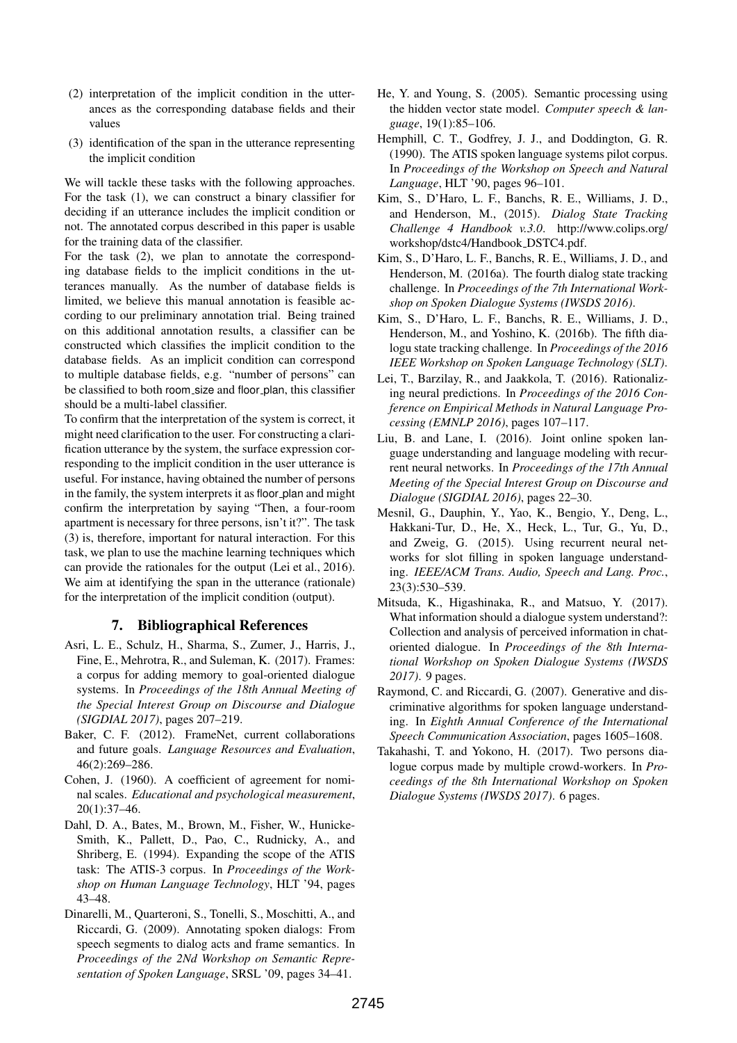(2) interpretation of the implicit condition in the utterances as the corresponding database fields and their values

(3) identification of the span in the utterance representing the implicit condition

We will tackle these tasks with the following approaches. For the task (1), we can construct a binary classifier for deciding if an utterance includes the implicit condition or not. The annotated corpus described in this paper is usable for the training data of the classifier.

For the task (2), we plan to annotate the corresponding database fields to the implicit conditions in the utterances manually. As the number of database fields is limited, we believe this manual annotation is feasible according to our preliminary annotation trial. Being trained on this additional annotation results, a classifier can be constructed which classifies the implicit condition to the database fields. As an implicit condition can correspond to multiple database fields, e.g. "number of persons" can be classified to both room_size and floor_plan, this classifier should be a multi-label classifier.

To confirm that the interpretation of the system is correct, it might need clarification to the user. For constructing a clarification utterance by the system, the surface expression corresponding to the implicit condition in the user utterance is useful. For instance, having obtained the number of persons in the family, the system interprets it as floor_plan and might confirm the interpretation by saying "Then, a four-room apartment is necessary for three persons, isn't it?". The task (3) is, therefore, important for natural interaction. For this task, we plan to use the machine learning techniques which can provide the rationales for the output (Lei et al., 2016). We aim at identifying the span in the utterance (rationale) for the interpretation of the implicit condition (output).

## 7. Bibliographical References

Asri, L. E., Schulz, H., Sharma, S., Zumer, J., Harris, J., Fine, E., Mehrotra, R., and Suleman, K. (2017). Frames: a corpus for adding memory to goal-oriented dialogue systems. In *Proceedings of the 18th Annual Meeting of the Special Interest Group on Discourse and Dialogue (SIGDIAL 2017)*, pages 207–219.

Baker, C. F. (2012). FrameNet, current collaborations and future goals. *Language Resources and Evaluation*, 46(2):269–286.

Cohen, J. (1960). A coefficient of agreement for nominal scales. *Educational and psychological measurement*, 20(1):37–46.

Dahl, D. A., Bates, M., Brown, M., Fisher, W., Hunicke-Smith, K., Pallett, D., Pao, C., Rudnicky, A., and Shriberg, E. (1994). Expanding the scope of the ATIS task: The ATIS-3 corpus. In *Proceedings of the Workshop on Human Language Technology*, HLT '94, pages 43–48.

Dinarelli, M., Quarteroni, S., Tonelli, S., Moschitti, A., and Riccardi, G. (2009). Annotating spoken dialogs: From speech segments to dialog acts and frame semantics. In *Proceedings of the 2Nd Workshop on Semantic Representation of Spoken Language*, SRSL '09, pages 34–41.

He, Y. and Young, S. (2005). Semantic processing using the hidden vector state model. *Computer speech & language*, 19(1):85–106.

Hemphill, C. T., Godfrey, J. J., and Doddington, G. R. (1990). The ATIS spoken language systems pilot corpus. In *Proceedings of the Workshop on Speech and Natural Language*, HLT '90, pages 96–101.

Kim, S., D'Haro, L. F., Banchs, R. E., Williams, J. D., and Henderson, M., (2015). *Dialog State Tracking Challenge 4 Handbook v.3.0*. http://www.colips.org/workshop/dstc4/Handbook_DSTC4.pdf.

Kim, S., D'Haro, L. F., Banchs, R. E., Williams, J. D., and Henderson, M. (2016a). The fourth dialog state tracking challenge. In *Proceedings of the 7th International Workshop on Spoken Dialogue Systems (IWSDS 2016)*.

Kim, S., D'Haro, L. F., Banchs, R. E., Williams, J. D., Henderson, M., and Yoshino, K. (2016b). The fifth dialogu state tracking challenge. In *Proceedings of the 2016 IEEE Workshop on Spoken Language Technology (SLT)*.

Lei, T., Barzilay, R., and Jaakkola, T. (2016). Rationalizing neural predictions. In *Proceedings of the 2016 Conference on Empirical Methods in Natural Language Processing (EMNLP 2016)*, pages 107–117.

Liu, B. and Lane, I. (2016). Joint online spoken language understanding and language modeling with recurrent neural networks. In *Proceedings of the 17th Annual Meeting of the Special Interest Group on Discourse and Dialogue (SIGDIAL 2016)*, pages 22–30.

Mesnil, G., Dauphin, Y., Yao, K., Bengio, Y., Deng, L., Hakkani-Tur, D., He, X., Heck, L., Tur, G., Yu, D., and Zweig, G. (2015). Using recurrent neural networks for slot filling in spoken language understanding. *IEEE/ACM Trans. Audio, Speech and Lang. Proc.*, 23(3):530–539.

Mitsuda, K., Higashinaka, R., and Matsuo, Y. (2017). What information should a dialogue system understand?: Collection and analysis of perceived information in chat-oriented dialogue. In *Proceedings of the 8th International Workshop on Spoken Dialogue Systems (IWSDS 2017)*. 9 pages.

Raymond, C. and Riccardi, G. (2007). Generative and discriminative algorithms for spoken language understanding. In *Eighth Annual Conference of the International Speech Communication Association*, pages 1605–1608.

Takahashi, T. and Yokono, H. (2017). Two persons dialogue corpus made by multiple crowd-workers. In *Proceedings of the 8th International Workshop on Spoken Dialogue Systems (IWSDS 2017)*. 6 pages.